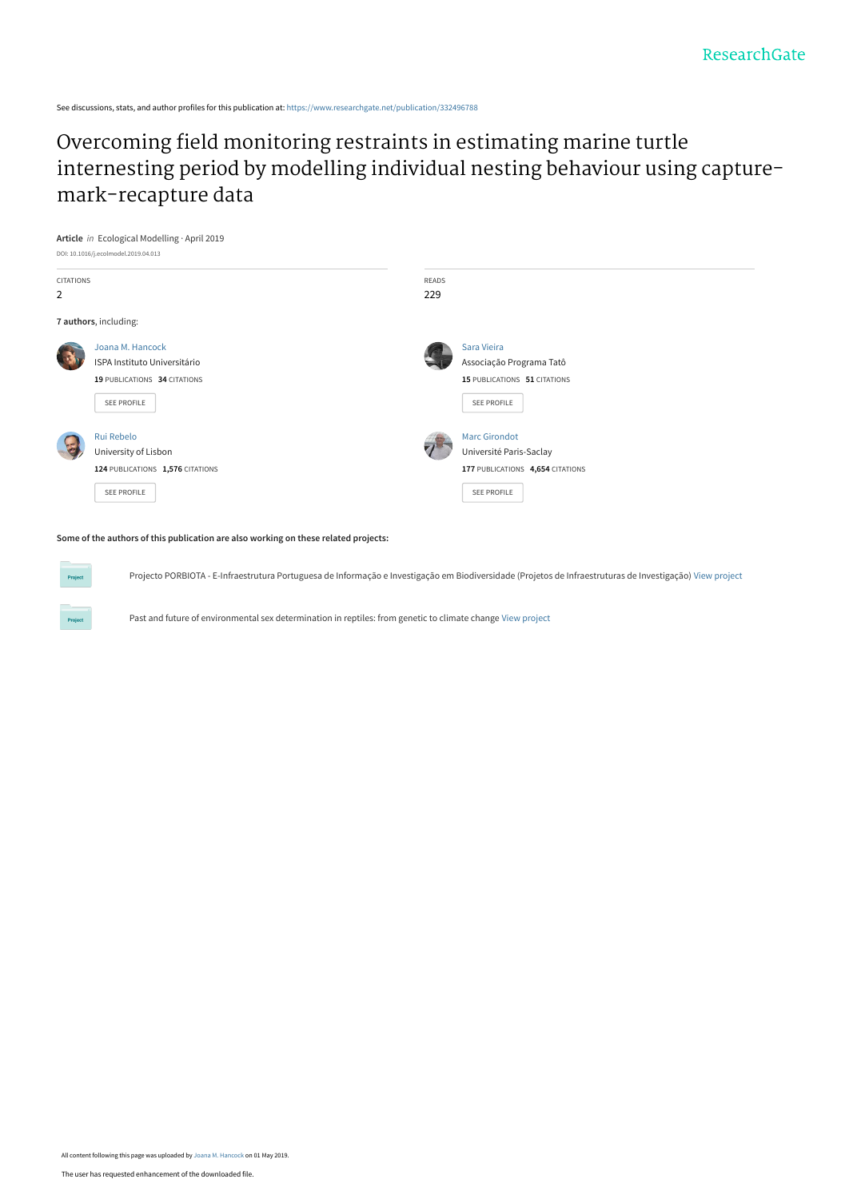See discussions, stats, and author profiles for this publication at: https://www.researchgate.net/publication/332496788

# Overcoming field monitoring restraints in estimating marine turtle internesting period by modelling individual nesting behaviour using capture-mark-recapture data

**Article** *in* Ecological Modelling · April 2019

DOI: 10.1016/j.ecolmodel.2019.04.013

| CITATIONS | READS |
| --- | --- |
| 2 | 229 |

**7 authors**, including:

**Joana M. Hancock**
ISPA Instituto Universitário
**19** PUBLICATIONS **34** CITATIONS
SEE PROFILE

**Sara Vieira**
Associação Programa Tatô
**15** PUBLICATIONS **51** CITATIONS
SEE PROFILE

**Rui Rebelo**
University of Lisbon
**124** PUBLICATIONS **1,576** CITATIONS
SEE PROFILE

**Marc Girondot**
Université Paris-Saclay
**177** PUBLICATIONS **4,654** CITATIONS
SEE PROFILE

**Some of the authors of this publication are also working on these related projects:**

Projecto PORBIOTA - E-Infraestrutura Portuguesa de Informação e Investigação em Biodiversidade (Projetos de Infraestruturas de Investigação) View project

Past and future of environmental sex determination in reptiles: from genetic to climate change View project

All content following this page was uploaded by Joana M. Hancock on 01 May 2019.

The user has requested enhancement of the downloaded file.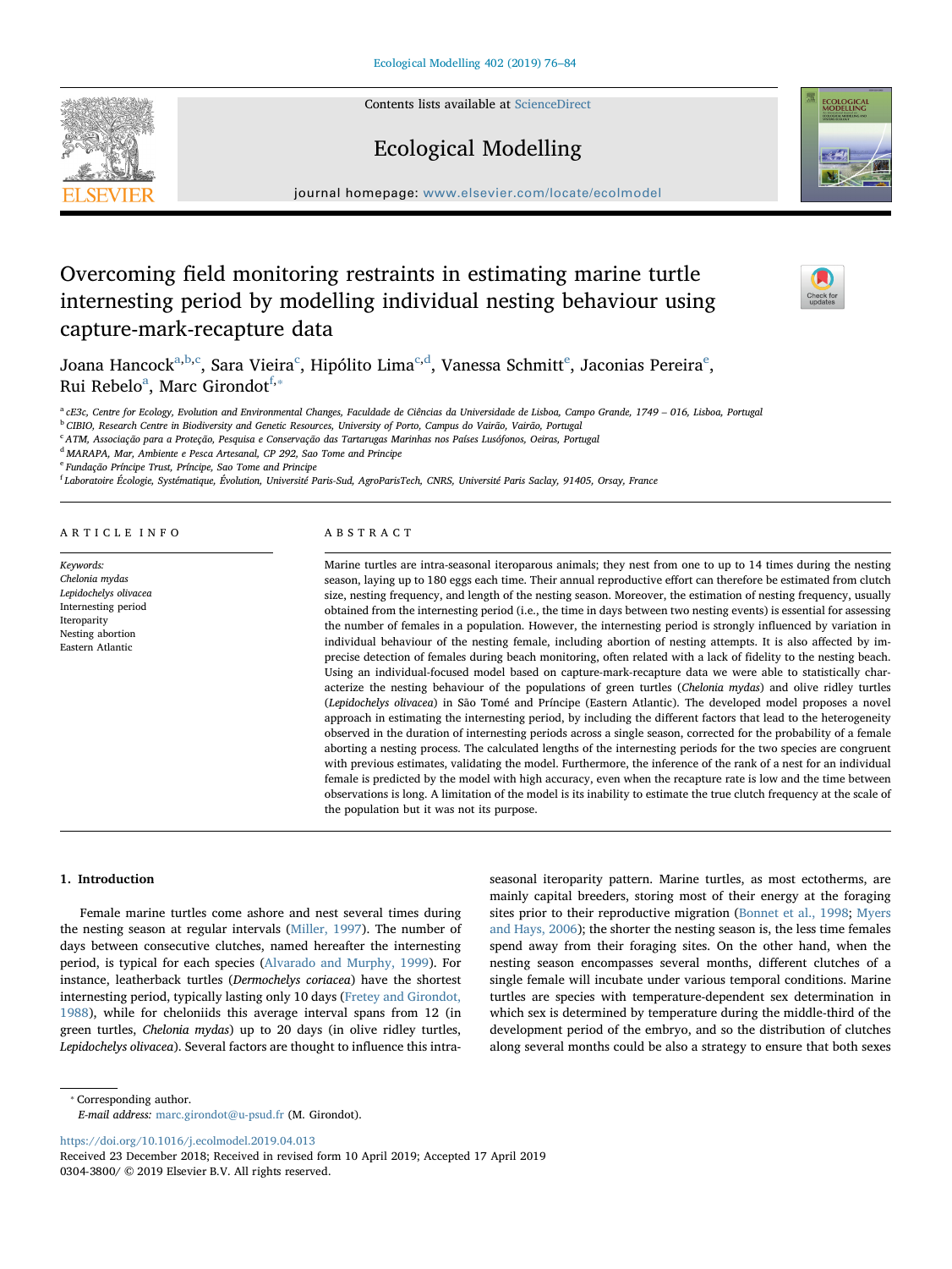# Overcoming field monitoring restraints in estimating marine turtle internesting period by modelling individual nesting behaviour using capture-mark-recapture data

Joana Hancock[a,b,c], Sara Vieira[c], Hipólito Lima[c,d], Vanessa Schmitt[e], Jaconias Pereira[e], Rui Rebelo[a], Marc Girondot[f,*]

[a] cE3c, Centre for Ecology, Evolution and Environmental Changes, Faculdade de Ciências da Universidade de Lisboa, Campo Grande, 1749 – 016, Lisboa, Portugal
[b] CIBIO, Research Centre in Biodiversity and Genetic Resources, University of Porto, Campus do Vairão, Vairão, Portugal
[c] ATM, Associação para a Proteção, Pesquisa e Conservação das Tartarugas Marinhas nos Países Lusófonos, Oeiras, Portugal
[d] MARAPA, Mar, Ambiente e Pesca Artesanal, CP 292, Sao Tome and Principe
[e] Fundação Príncipe Trust, Príncipe, Sao Tome and Principe
[f] Laboratoire Écologie, Systématique, Évolution, Université Paris-Sud, AgroParisTech, CNRS, Université Paris Saclay, 91405, Orsay, France

## ARTICLE INFO

*Keywords:*
*Chelonia mydas*
*Lepidochelys olivacea*
Internesting period
Iteroparity
Nesting abortion
Eastern Atlantic

## ABSTRACT

Marine turtles are intra-seasonal iteroparous animals; they nest from one to up to 14 times during the nesting season, laying up to 180 eggs each time. Their annual reproductive effort can therefore be estimated from clutch size, nesting frequency, and length of the nesting season. Moreover, the estimation of nesting frequency, usually obtained from the internesting period (i.e., the time in days between two nesting events) is essential for assessing the number of females in a population. However, the internesting period is strongly influenced by variation in individual behaviour of the nesting female, including abortion of nesting attempts. It is also affected by imprecise detection of females during beach monitoring, often related with a lack of fidelity to the nesting beach. Using an individual-focused model based on capture-mark-recapture data we were able to statistically characterize the nesting behaviour of the populations of green turtles (*Chelonia mydas*) and olive ridley turtles (*Lepidochelys olivacea*) in São Tomé and Príncipe (Eastern Atlantic). The developed model proposes a novel approach in estimating the internesting period, by including the different factors that lead to the heterogeneity observed in the duration of internesting periods across a single season, corrected for the probability of a female aborting a nesting process. The calculated lengths of the internesting periods for the two species are congruent with previous estimates, validating the model. Furthermore, the inference of the rank of a nest for an individual female is predicted by the model with high accuracy, even when the recapture rate is low and the time between observations is long. A limitation of the model is its inability to estimate the true clutch frequency at the scale of the population but it was not its purpose.

## 1. Introduction

Female marine turtles come ashore and nest several times during the nesting season at regular intervals (Miller, 1997). The number of days between consecutive clutches, named hereafter the internesting period, is typical for each species (Alvarado and Murphy, 1999). For instance, leatherback turtles (*Dermochelys coriacea*) have the shortest internesting period, typically lasting only 10 days (Fretey and Girondot, 1988), while for cheloniids this average interval spans from 12 (in green turtles, *Chelonia mydas*) up to 20 days (in olive ridley turtles, *Lepidochelys olivacea*). Several factors are thought to influence this intra-seasonal iteroparity pattern. Marine turtles, as most ectotherms, are mainly capital breeders, storing most of their energy at the foraging sites prior to their reproductive migration (Bonnet et al., 1998; Myers and Hays, 2006); the shorter the nesting season is, the less time females spend away from their foraging sites. On the other hand, when the nesting season encompasses several months, different clutches of a single female will incubate under various temporal conditions. Marine turtles are species with temperature-dependent sex determination in which sex is determined by temperature during the middle-third of the development period of the embryo, and so the distribution of clutches along several months could be also a strategy to ensure that both sexes

* Corresponding author.
*E-mail address:* marc.girondot@u-psud.fr (M. Girondot).

https://doi.org/10.1016/j.ecolmodel.2019.04.013
Received 23 December 2018; Received in revised form 10 April 2019; Accepted 17 April 2019
0304-3800/ © 2019 Elsevier B.V. All rights reserved.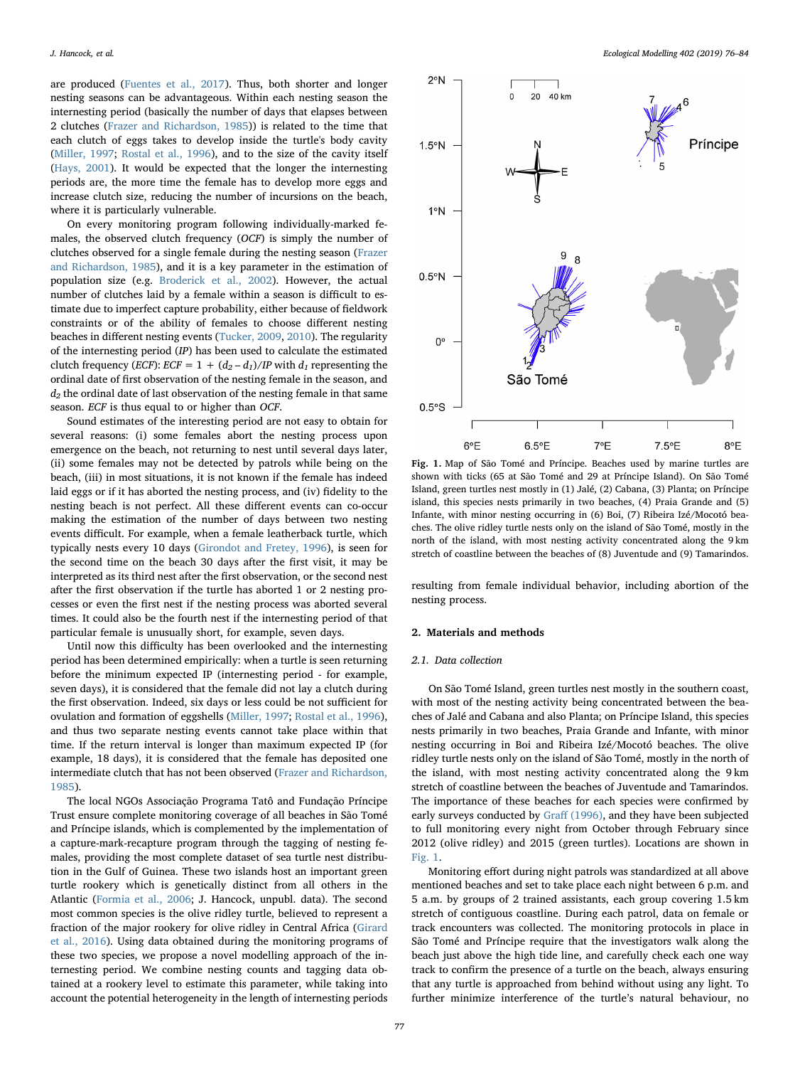are produced (Fuentes et al., 2017). Thus, both shorter and longer nesting seasons can be advantageous. Within each nesting season the internesting period (basically the number of days that elapses between 2 clutches (Frazer and Richardson, 1985)) is related to the time that each clutch of eggs takes to develop inside the turtle's body cavity (Miller, 1997; Rostal et al., 1996), and to the size of the cavity itself (Hays, 2001). It would be expected that the longer the internesting periods are, the more time the female has to develop more eggs and increase clutch size, reducing the number of incursions on the beach, where it is particularly vulnerable.

On every monitoring program following individually-marked females, the observed clutch frequency (*OCF*) is simply the number of clutches observed for a single female during the nesting season (Frazer and Richardson, 1985), and it is a key parameter in the estimation of population size (e.g. Broderick et al., 2002). However, the actual number of clutches laid by a female within a season is difficult to estimate due to imperfect capture probability, either because of fieldwork constraints or of the ability of females to choose different nesting beaches in different nesting events (Tucker, 2009, 2010). The regularity of the internesting period (*IP*) has been used to calculate the estimated clutch frequency (*ECF*): $ECF = 1 + (d_2 - d_1)/IP$ with $d_1$ representing the ordinal date of first observation of the nesting female in the season, and $d_2$ the ordinal date of last observation of the nesting female in that same season. *ECF* is thus equal to or higher than *OCF*.

Sound estimates of the interesting period are not easy to obtain for several reasons: (i) some females abort the nesting process upon emergence on the beach, not returning to nest until several days later, (ii) some females may not be detected by patrols while being on the beach, (iii) in most situations, it is not known if the female has indeed laid eggs or if it has aborted the nesting process, and (iv) fidelity to the nesting beach is not perfect. All these different events can co-occur making the estimation of the number of days between two nesting events difficult. For example, when a female leatherback turtle, which typically nests every 10 days (Girondot and Fretey, 1996), is seen for the second time on the beach 30 days after the first visit, it may be interpreted as its third nest after the first observation, or the second nest after the first observation if the turtle has aborted 1 or 2 nesting processes or even the first nest if the nesting process was aborted several times. It could also be the fourth nest if the internesting period of that particular female is unusually short, for example, seven days.

Until now this difficulty has been overlooked and the internesting period has been determined empirically: when a turtle is seen returning before the minimum expected IP (internesting period - for example, seven days), it is considered that the female did not lay a clutch during the first observation. Indeed, six days or less could be not sufficient for ovulation and formation of eggshells (Miller, 1997; Rostal et al., 1996), and thus two separate nesting events cannot take place within that time. If the return interval is longer than maximum expected IP (for example, 18 days), it is considered that the female has deposited one intermediate clutch that has not been observed (Frazer and Richardson, 1985).

The local NGOs Associação Programa Tatô and Fundação Príncipe Trust ensure complete monitoring coverage of all beaches in São Tomé and Príncipe islands, which is complemented by the implementation of a capture-mark-recapture program through the tagging of nesting females, providing the most complete dataset of sea turtle nest distribution in the Gulf of Guinea. These two islands host an important green turtle rookery which is genetically distinct from all others in the Atlantic (Formia et al., 2006; J. Hancock, unpubl. data). The second most common species is the olive ridley turtle, believed to represent a fraction of the major rookery for olive ridley in Central Africa (Girard et al., 2016). Using data obtained during the monitoring programs of these two species, we propose a novel modelling approach of the internesting period. We combine nesting counts and tagging data obtained at a rookery level to estimate this parameter, while taking into account the potential heterogeneity in the length of internesting periods resulting from female individual behavior, including abortion of the nesting process.

**Fig. 1.** Map of São Tomé and Príncipe. Beaches used by marine turtles are shown with ticks (65 at São Tomé and 29 at Príncipe Island). On São Tomé Island, green turtles nest mostly in (1) Jalé, (2) Cabana, (3) Planta; on Príncipe island, this species nests primarily in two beaches, (4) Praia Grande and (5) Infante, with minor nesting occurring in (6) Boi, (7) Ribeira Izé/Mocotó beaches. The olive ridley turtle nests only on the island of São Tomé, mostly in the north of the island, with most nesting activity concentrated along the 9 km stretch of coastline between the beaches of (8) Juventude and (9) Tamarindos.

## 2. Materials and methods

### 2.1. Data collection

On São Tomé Island, green turtles nest mostly in the southern coast, with most of the nesting activity being concentrated between the beaches of Jalé and Cabana and also Planta; on Príncipe Island, this species nests primarily in two beaches, Praia Grande and Infante, with minor nesting occurring in Boi and Ribeira Izé/Mocotó beaches. The olive ridley turtle nests only on the island of São Tomé, mostly in the north of the island, with most nesting activity concentrated along the 9 km stretch of coastline between the beaches of Juventude and Tamarindos. The importance of these beaches for each species were confirmed by early surveys conducted by Graff (1996), and they have been subjected to full monitoring every night from October through February since 2012 (olive ridley) and 2015 (green turtles). Locations are shown in Fig. 1.

Monitoring effort during night patrols was standardized at all above mentioned beaches and set to take place each night between 6 p.m. and 5 a.m. by groups of 2 trained assistants, each group covering 1.5 km stretch of contiguous coastline. During each patrol, data on female or track encounters was collected. The monitoring protocols in place in São Tomé and Príncipe require that the investigators walk along the beach just above the high tide line, and carefully check each one way track to confirm the presence of a turtle on the beach, always ensuring that any turtle is approached from behind without using any light. To further minimize interference of the turtle's natural behaviour, no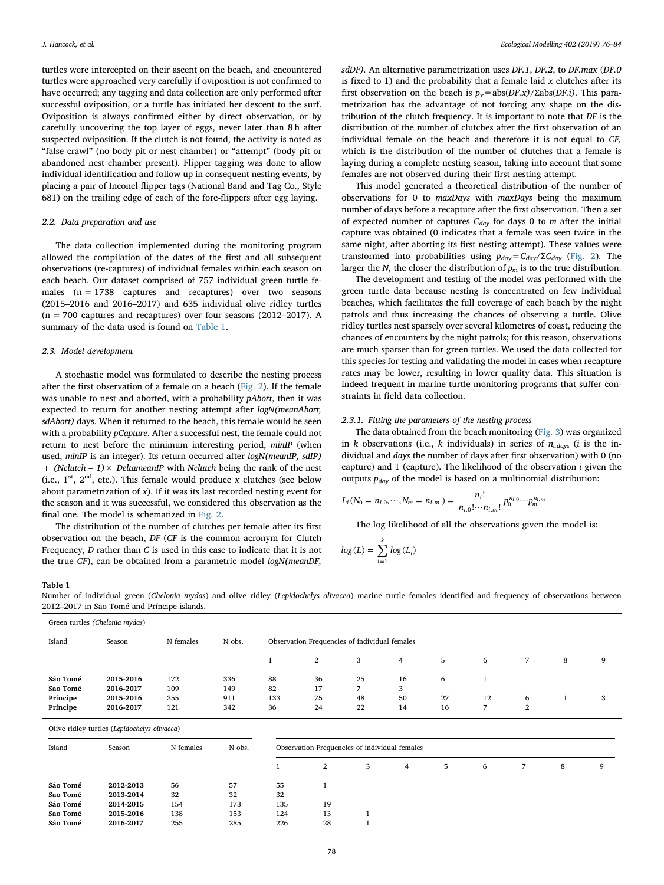turtles were intercepted on their ascent on the beach, and encountered turtles were approached very carefully if oviposition is not confirmed to have occurred; any tagging and data collection are only performed after successful oviposition, or a turtle has initiated her descent to the surf. Oviposition is always confirmed either by direct observation, or by carefully uncovering the top layer of eggs, never later than 8 h after suspected oviposition. If the clutch is not found, the activity is noted as "false crawl" (no body pit or nest chamber) or "attempt" (body pit or abandoned nest chamber present). Flipper tagging was done to allow individual identification and follow up in consequent nesting events, by placing a pair of Inconel flipper tags (National Band and Tag Co., Style 681) on the trailing edge of each of the fore-flippers after egg laying.

### 2.2. Data preparation and use

The data collection implemented during the monitoring program allowed the compilation of the dates of the first and all subsequent observations (re-captures) of individual females within each season on each beach. Our dataset comprised of 757 individual green turtle females (n = 1738 captures and recaptures) over two seasons (2015–2016 and 2016–2017) and 635 individual olive ridley turtles (n = 700 captures and recaptures) over four seasons (2012–2017). A summary of the data used is found on Table 1.

### 2.3. Model development

A stochastic model was formulated to describe the nesting process after the first observation of a female on a beach (Fig. 2). If the female was unable to nest and aborted, with a probability *pAbort*, then it was expected to return for another nesting attempt after *logN(meanAbort, sdAbort)* days. When it returned to the beach, this female would be seen with a probability *pCapture*. After a successful nest, the female could not return to nest before the minimum interesting period, *minIP* (when used, *minIP* is an integer). Its return occurred after *logN(meanIP, sdIP)* + *(Nclutch – 1)* × *DeltameanIP* with *Nclutch* being the rank of the nest (i.e., 1[st], 2[nd], etc.). This female would produce *x* clutches (see below about parametrization of *x*). If it was its last recorded nesting event for the season and it was successful, we considered this observation as the final one. The model is schematized in Fig. 2.

The distribution of the number of clutches per female after its first observation on the beach, *DF* (*CF* is the common acronym for Clutch Frequency, *D* rather than *C* is used in this case to indicate that it is not the true *CF*), can be obtained from a parametric model *logN(meanDF, sdDF)*. An alternative parametrization uses *DF.1*, *DF.2*, to *DF.max* (*DF.0* is fixed to 1) and the probability that a female laid *x* clutches after its first observation on the beach is $p_x = \text{abs}(DF.x)/\Sigma\text{abs}(DF.i)$. This parametrization has the advantage of not forcing any shape on the distribution of the clutch frequency. It is important to note that *DF* is the distribution of the number of clutches after the first observation of an individual female on the beach and therefore it is not equal to *CF*, which is the distribution of the number of clutches that a female is laying during a complete nesting season, taking into account that some females are not observed during their first nesting attempt.

This model generated a theoretical distribution of the number of observations for 0 to *maxDays* with *maxDays* being the maximum number of days before a recapture after the first observation. Then a set of expected number of captures $C_{day}$ for days 0 to *m* after the initial capture was obtained (0 indicates that a female was seen twice in the same night, after aborting its first nesting attempt). These values were transformed into probabilities using $p_{day} = C_{day}/\Sigma C_{day}$ (Fig. 2). The larger the *N*, the closer the distribution of $p_m$ is to the true distribution.

The development and testing of the model was performed with the green turtle data because nesting is concentrated on few individual beaches, which facilitates the full coverage of each beach by the night patrols and thus increasing the chances of observing a turtle. Olive ridley turtles nest sparsely over several kilometres of coast, reducing the chances of encounters by the night patrols; for this reason, observations are much sparser than for green turtles. We used the data collected for this species for testing and validating the model in cases when recapture rates may be lower, resulting in lower quality data. This situation is indeed frequent in marine turtle monitoring programs that suffer constraints in field data collection.

#### 2.3.1. Fitting the parameters of the nesting process

The data obtained from the beach monitoring (Fig. 3) was organized in *k* observations (i.e., *k* individuals) in series of $n_{i.days}$ (*i* is the individual and *days* the number of days after first observation) with 0 (no capture) and 1 (capture). The likelihood of the observation *i* given the outputs $p_{day}$ of the model is based on a multinomial distribution:

$$L_i(N_0 = n_{i.0}, \cdots, N_m = n_{i.m}) = \frac{n_i!}{n_{i.0}! \cdots n_{i.m}!} p_0^{n_{i.0}} \cdots p_m^{n_{i.m}}$$

The log likelihood of all the observations given the model is:

$$\log(L) = \sum_{i=1}^{k} \log(L_i)$$

**Table 1**
Number of individual green (*Chelonia mydas*) and olive ridley (*Lepidochelys olivacea*) marine turtle females identified and frequency of observations between 2012–2017 in São Tomé and Príncipe islands.

Green turtles (*Chelonia mydas*)

| Island | Season | N females | N obs. | Observation Frequencies of individual females | | | | | | | | |
|---|---|---|---|---|---|---|---|---|---|---|---|---|
| | | | | 1 | 2 | 3 | 4 | 5 | 6 | 7 | 8 | 9 |
| **Sao Tomé** | **2015-2016** | 172 | 336 | 88 | 36 | 25 | 16 | 6 | 1 | | | |
| **Sao Tomé** | **2016-2017** | 109 | 149 | 82 | 17 | 7 | 3 | | | | | |
| **Príncipe** | **2015-2016** | 355 | 911 | 133 | 75 | 48 | 50 | 27 | 12 | 6 | 1 | 3 |
| **Príncipe** | **2016-2017** | 121 | 342 | 36 | 24 | 22 | 14 | 16 | 7 | 2 | | |

Olive ridley turtles (*Lepidochelys olivacea*)

| Island | Season | N females | N obs. | Observation Frequencies of individual females | | | | | | | | |
|---|---|---|---|---|---|---|---|---|---|---|---|---|
| | | | | 1 | 2 | 3 | 4 | 5 | 6 | 7 | 8 | 9 |
| **Sao Tomé** | **2012-2013** | 56 | 57 | 55 | 1 | | | | | | | |
| **Sao Tomé** | **2013-2014** | 32 | 32 | 32 | | | | | | | | |
| **Sao Tomé** | **2014-2015** | 154 | 173 | 135 | 19 | | | | | | | |
| **Sao Tomé** | **2015-2016** | 138 | 153 | 124 | 13 | 1 | | | | | | |
| **Sao Tomé** | **2016-2017** | 255 | 285 | 226 | 28 | 1 | | | | | | |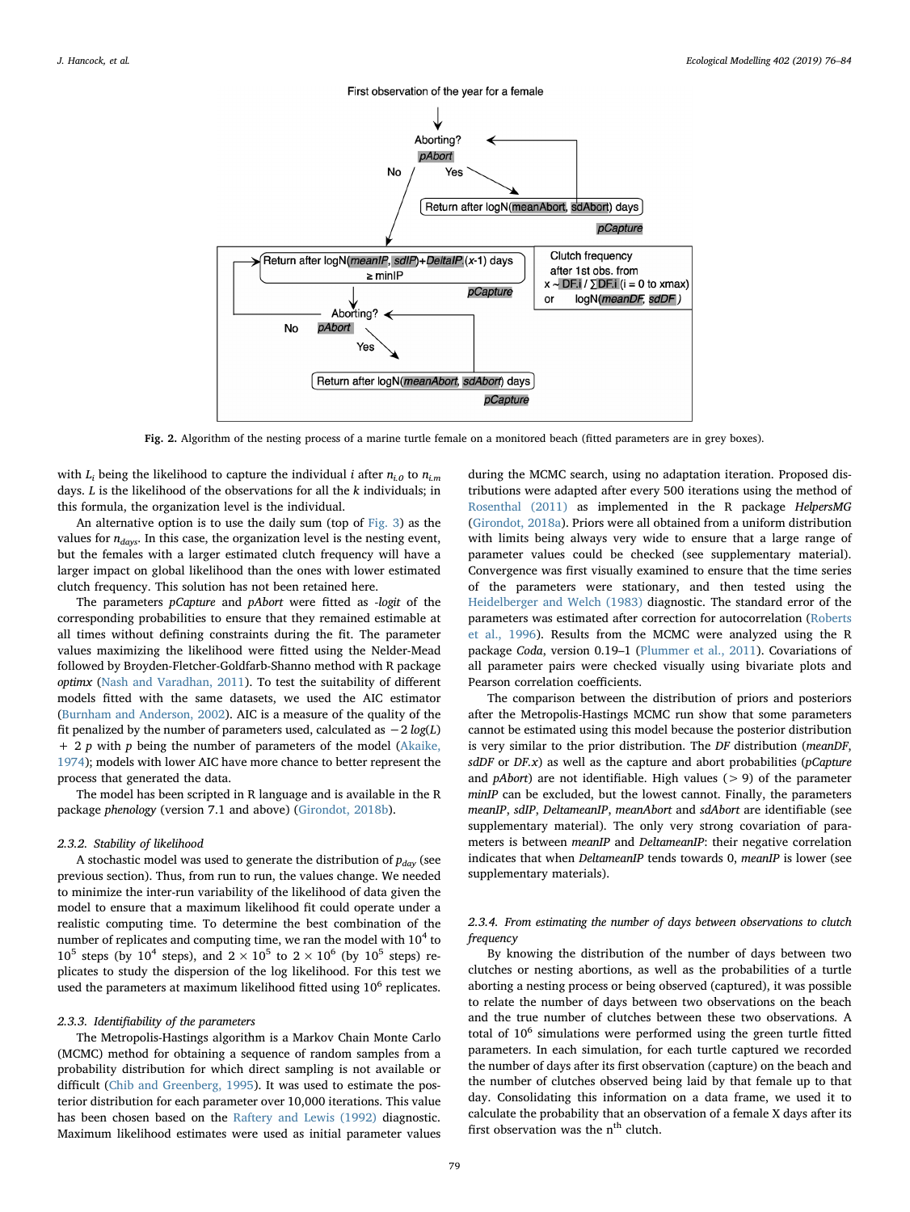First observation of the year for a female

Aborting? *pAbort*

No / Yes

Return after logN(*meanAbort*, *sdAbort*) days *pCapture*

Return after logN(*meanIP*, *sdIP*)+*DeltaIP*.(*x*-1) days ≥ minIP *pCapture*

Clutch frequency after 1st obs. from x ~ DF.i / ∑DF.i (i = 0 to xmax) or logN(*meanDF*, *sdDF*)

Aborting? *pAbort*

No / Yes

Return after logN(*meanAbort*, *sdAbort*) days *pCapture*

**Fig. 2.** Algorithm of the nesting process of a marine turtle female on a monitored beach (fitted parameters are in grey boxes).

with $L_i$ being the likelihood to capture the individual $i$ after $n_{i.0}$ to $n_{i.m}$ days. $L$ is the likelihood of the observations for all the $k$ individuals; in this formula, the organization level is the individual.

An alternative option is to use the daily sum (top of Fig. 3) as the values for $n_{days}$. In this case, the organization level is the nesting event, but the females with a larger estimated clutch frequency will have a larger impact on global likelihood than the ones with lower estimated clutch frequency. This solution has not been retained here.

The parameters *pCapture* and *pAbort* were fitted as *-logit* of the corresponding probabilities to ensure that they remained estimable at all times without defining constraints during the fit. The parameter values maximizing the likelihood were fitted using the Nelder-Mead followed by Broyden-Fletcher-Goldfarb-Shanno method with R package *optimx* (Nash and Varadhan, 2011). To test the suitability of different models fitted with the same datasets, we used the AIC estimator (Burnham and Anderson, 2002). AIC is a measure of the quality of the fit penalized by the number of parameters used, calculated as $-2\,log(L) + 2\,p$ with $p$ being the number of parameters of the model (Akaike, 1974); models with lower AIC have more chance to better represent the process that generated the data.

The model has been scripted in R language and is available in the R package *phenology* (version 7.1 and above) (Girondot, 2018b).

#### 2.3.2. Stability of likelihood

A stochastic model was used to generate the distribution of $p_{day}$ (see previous section). Thus, from run to run, the values change. We needed to minimize the inter-run variability of the likelihood of data given the model to ensure that a maximum likelihood fit could operate under a realistic computing time. To determine the best combination of the number of replicates and computing time, we ran the model with $10^4$ to $10^5$ steps (by $10^4$ steps), and $2\times10^5$ to $2\times10^6$ (by $10^5$ steps) replicates to study the dispersion of the log likelihood. For this test we used the parameters at maximum likelihood fitted using $10^6$ replicates.

#### 2.3.3. Identifiability of the parameters

The Metropolis-Hastings algorithm is a Markov Chain Monte Carlo (MCMC) method for obtaining a sequence of random samples from a probability distribution for which direct sampling is not available or difficult (Chib and Greenberg, 1995). It was used to estimate the posterior distribution for each parameter over 10,000 iterations. This value has been chosen based on the Raftery and Lewis (1992) diagnostic. Maximum likelihood estimates were used as initial parameter values during the MCMC search, using no adaptation iteration. Proposed distributions were adapted after every 500 iterations using the method of Rosenthal (2011) as implemented in the R package *HelpersMG* (Girondot, 2018a). Priors were all obtained from a uniform distribution with limits being always very wide to ensure that a large range of parameter values could be checked (see supplementary material). Convergence was first visually examined to ensure that the time series of the parameters were stationary, and then tested using the Heidelberger and Welch (1983) diagnostic. The standard error of the parameters was estimated after correction for autocorrelation (Roberts et al., 1996). Results from the MCMC were analyzed using the R package *Coda*, version 0.19–1 (Plummer et al., 2011). Covariations of all parameter pairs were checked visually using bivariate plots and Pearson correlation coefficients.

The comparison between the distribution of priors and posteriors after the Metropolis-Hastings MCMC run show that some parameters cannot be estimated using this model because the posterior distribution is very similar to the prior distribution. The *DF* distribution (*meanDF*, *sdDF* or *DF.x*) as well as the capture and abort probabilities (*pCapture* and *pAbort*) are not identifiable. High values (> 9) of the parameter *minIP* can be excluded, but the lowest cannot. Finally, the parameters *meanIP*, *sdIP*, *DeltameanIP*, *meanAbort* and *sdAbort* are identifiable (see supplementary material). The only very strong covariation of parameters is between *meanIP* and *DeltameanIP*: their negative correlation indicates that when *DeltameanIP* tends towards 0, *meanIP* is lower (see supplementary materials).

#### 2.3.4. From estimating the number of days between observations to clutch frequency

By knowing the distribution of the number of days between two clutches or nesting abortions, as well as the probabilities of a turtle aborting a nesting process or being observed (captured), it was possible to relate the number of days between two observations on the beach and the true number of clutches between these two observations. A total of $10^6$ simulations were performed using the green turtle fitted parameters. In each simulation, for each turtle captured we recorded the number of days after its first observation (capture) on the beach and the number of clutches observed being laid by that female up to that day. Consolidating this information on a data frame, we used it to calculate the probability that an observation of a female X days after its first observation was the $n^{th}$ clutch.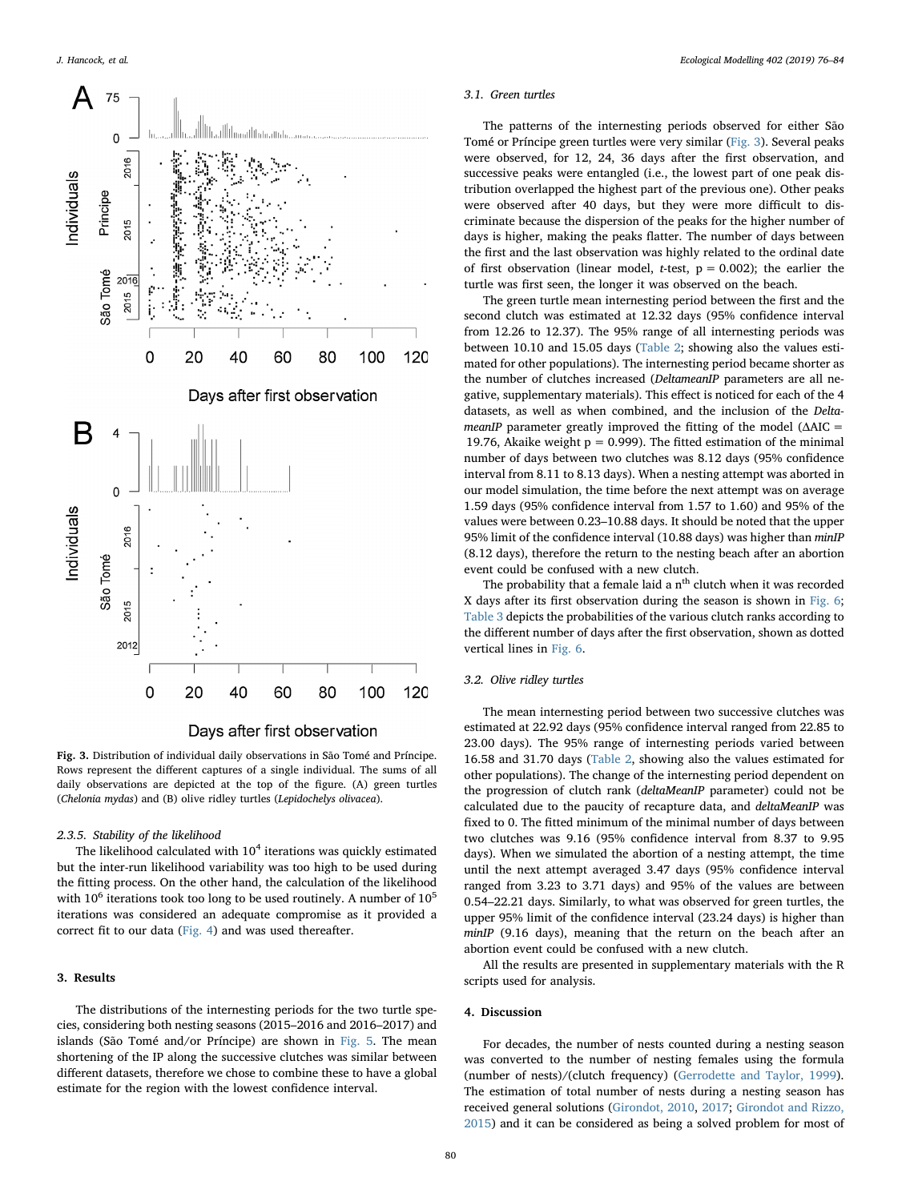Fig. 3. Distribution of individual daily observations in São Tomé and Príncipe. Rows represent the different captures of a single individual. The sums of all daily observations are depicted at the top of the figure. (A) green turtles (*Chelonia mydas*) and (B) olive ridley turtles (*Lepidochelys olivacea*).

#### 2.3.5. Stability of the likelihood

The likelihood calculated with $10^4$ iterations was quickly estimated but the inter-run likelihood variability was too high to be used during the fitting process. On the other hand, the calculation of the likelihood with $10^6$ iterations took too long to be used routinely. A number of $10^5$ iterations was considered an adequate compromise as it provided a correct fit to our data (Fig. 4) and was used thereafter.

## 3. Results

The distributions of the internesting periods for the two turtle species, considering both nesting seasons (2015–2016 and 2016–2017) and islands (São Tomé and/or Príncipe) are shown in Fig. 5. The mean shortening of the IP along the successive clutches was similar between different datasets, therefore we chose to combine these to have a global estimate for the region with the lowest confidence interval.

### 3.1. Green turtles

The patterns of the internesting periods observed for either São Tomé or Príncipe green turtles were very similar (Fig. 3). Several peaks were observed, for 12, 24, 36 days after the first observation, and successive peaks were entangled (i.e., the lowest part of one peak distribution overlapped the highest part of the previous one). Other peaks were observed after 40 days, but they were more difficult to discriminate because the dispersion of the peaks for the higher number of days is higher, making the peaks flatter. The number of days between the first and the last observation was highly related to the ordinal date of first observation (linear model, *t*-test, p = 0.002); the earlier the turtle was first seen, the longer it was observed on the beach.

The green turtle mean internesting period between the first and the second clutch was estimated at 12.32 days (95% confidence interval from 12.26 to 12.37). The 95% range of all internesting periods was between 10.10 and 15.05 days (Table 2; showing also the values estimated for other populations). The internesting period became shorter as the number of clutches increased (*DeltameanIP* parameters are all negative, supplementary materials). This effect is noticed for each of the 4 datasets, as well as when combined, and the inclusion of the *DeltameanIP* parameter greatly improved the fitting of the model (ΔAIC = 19.76, Akaike weight p = 0.999). The fitted estimation of the minimal number of days between two clutches was 8.12 days (95% confidence interval from 8.11 to 8.13 days). When a nesting attempt was aborted in our model simulation, the time before the next attempt was on average 1.59 days (95% confidence interval from 1.57 to 1.60) and 95% of the values were between 0.23–10.88 days. It should be noted that the upper 95% limit of the confidence interval (10.88 days) was higher than *minIP* (8.12 days), therefore the return to the nesting beach after an abortion event could be confused with a new clutch.

The probability that a female laid a $n^{th}$ clutch when it was recorded X days after its first observation during the season is shown in Fig. 6; Table 3 depicts the probabilities of the various clutch ranks according to the different number of days after the first observation, shown as dotted vertical lines in Fig. 6.

### 3.2. Olive ridley turtles

The mean internesting period between two successive clutches was estimated at 22.92 days (95% confidence interval ranged from 22.85 to 23.00 days). The 95% range of internesting periods varied between 16.58 and 31.70 days (Table 2, showing also the values estimated for other populations). The change of the internesting period dependent on the progression of clutch rank (*deltaMeanIP* parameter) could not be calculated due to the paucity of recapture data, and *deltaMeanIP* was fixed to 0. The fitted minimum of the minimal number of days between two clutches was 9.16 (95% confidence interval from 8.37 to 9.95 days). When we simulated the abortion of a nesting attempt, the time until the next attempt averaged 3.47 days (95% confidence interval ranged from 3.23 to 3.71 days) and 95% of the values are between 0.54–22.21 days. Similarly, to what was observed for green turtles, the upper 95% limit of the confidence interval (23.24 days) is higher than *minIP* (9.16 days), meaning that the return on the beach after an abortion event could be confused with a new clutch.

All the results are presented in supplementary materials with the R scripts used for analysis.

## 4. Discussion

For decades, the number of nests counted during a nesting season was converted to the number of nesting females using the formula (number of nests)/(clutch frequency) (Gerrodette and Taylor, 1999). The estimation of total number of nests during a nesting season has received general solutions (Girondot, 2010, 2017; Girondot and Rizzo, 2015) and it can be considered as being a solved problem for most of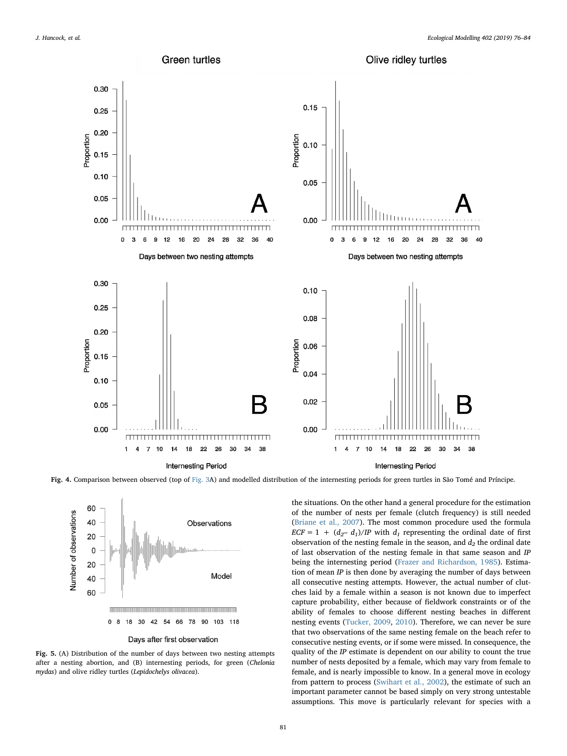**Fig. 4.** Comparison between observed (top of Fig. 3A) and modelled distribution of the internesting periods for green turtles in São Tomé and Príncipe.

**Fig. 5.** (A) Distribution of the number of days between two nesting attempts after a nesting abortion, and (B) internesting periods, for green (*Chelonia mydas*) and olive ridley turtles (*Lepidochelys olivacea*).

the situations. On the other hand a general procedure for the estimation of the number of nests per female (clutch frequency) is still needed (Briane et al., 2007). The most common procedure used the formula $ECF = 1 + (d_2 - d_1)/IP$ with $d_1$ representing the ordinal date of first observation of the nesting female in the season, and $d_2$ the ordinal date of last observation of the nesting female in that same season and *IP* being the internesting period (Frazer and Richardson, 1985). Estimation of mean *IP* is then done by averaging the number of days between all consecutive nesting attempts. However, the actual number of clutches laid by a female within a season is not known due to imperfect capture probability, either because of fieldwork constraints or of the ability of females to choose different nesting beaches in different nesting events (Tucker, 2009, 2010). Therefore, we can never be sure that two observations of the same nesting female on the beach refer to consecutive nesting events, or if some were missed. In consequence, the quality of the *IP* estimate is dependent on our ability to count the true number of nests deposited by a female, which may vary from female to female, and is nearly impossible to know. In a general move in ecology from pattern to process (Swihart et al., 2002), the estimate of such an important parameter cannot be based simply on very strong untestable assumptions. This move is particularly relevant for species with a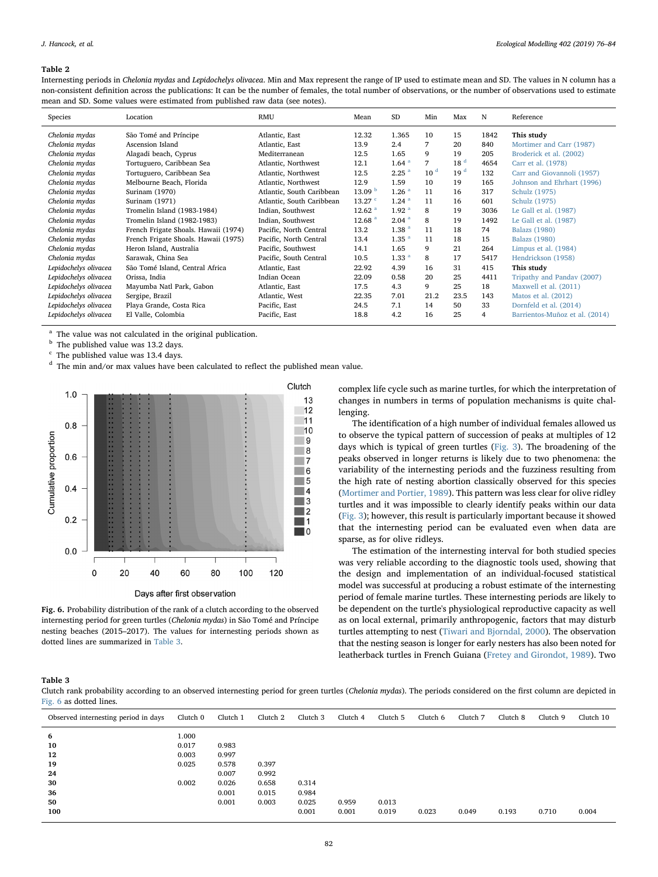**Table 2**

Internesting periods in *Chelonia mydas* and *Lepidochelys olivacea*. Min and Max represent the range of IP used to estimate mean and SD. The values in N column has a non-consistent definition across the publications: It can be the number of females, the total number of observations, or the number of observations used to estimate mean and SD. Some values were estimated from published raw data (see notes).

| Species | Location | RMU | Mean | SD | Min | Max | N | Reference |
|---|---|---|---|---|---|---|---|---|
| *Chelonia mydas* | São Tomé and Príncipe | Atlantic, East | 12.32 | 1.365 | 10 | 15 | 1842 | **This study** |
| *Chelonia mydas* | Ascension Island | Atlantic, East | 13.9 | 2.4 | 7 | 20 | 840 | Mortimer and Carr (1987) |
| *Chelonia mydas* | Alagadi beach, Cyprus | Mediterranean | 12.5 | 1.65 | 9 | 19 | 205 | Broderick et al. (2002) |
| *Chelonia mydas* | Tortuguero, Caribbean Sea | Atlantic, Northwest | 12.1 | 1.64 [a] | 7 | 18 [d] | 4654 | Carr et al. (1978) |
| *Chelonia mydas* | Tortuguero, Caribbean Sea | Atlantic, Northwest | 12.5 | 2.25 [a] | 10 [d] | 19 [d] | 132 | Carr and Giovannoli (1957) |
| *Chelonia mydas* | Melbourne Beach, Florida | Atlantic, Northwest | 12.9 | 1.59 | 10 | 19 | 165 | Johnson and Ehrhart (1996) |
| *Chelonia mydas* | Surinam (1970) | Atlantic, South Caribbean | 13.09 [b] | 1.26 [a] | 11 | 16 | 317 | Schulz (1975) |
| *Chelonia mydas* | Surinam (1971) | Atlantic, South Caribbean | 13.27 [c] | 1.24 [a] | 11 | 16 | 601 | Schulz (1975) |
| *Chelonia mydas* | Tromelin Island (1983-1984) | Indian, Southwest | 12.62 [a] | 1.92 [a] | 8 | 19 | 3036 | Le Gall et al. (1987) |
| *Chelonia mydas* | Tromelin Island (1982-1983) | Indian, Southwest | 12.68 [a] | 2.04 [a] | 8 | 19 | 1492 | Le Gall et al. (1987) |
| *Chelonia mydas* | French Frigate Shoals. Hawaii (1974) | Pacific, North Central | 13.2 | 1.38 [a] | 11 | 18 | 74 | Balazs (1980) |
| *Chelonia mydas* | French Frigate Shoals. Hawaii (1975) | Pacific, North Central | 13.4 | 1.35 [a] | 11 | 18 | 15 | Balazs (1980) |
| *Chelonia mydas* | Heron Island, Australia | Pacific, Southwest | 14.1 | 1.65 | 9 | 21 | 264 | Limpus et al. (1984) |
| *Chelonia mydas* | Sarawak, China Sea | Pacific, South Central | 10.5 | 1.33 [a] | 8 | 17 | 5417 | Hendrickson (1958) |
| *Lepidochelys olivacea* | São Tomé Island, Central Africa | Atlantic, East | 22.92 | 4.39 | 16 | 31 | 415 | **This study** |
| *Lepidochelys olivacea* | Orissa, India | Indian Ocean | 22.09 | 0.58 | 20 | 25 | 4411 | Tripathy and Pandav (2007) |
| *Lepidochelys olivacea* | Mayumba Natl Park, Gabon | Atlantic, East | 17.5 | 4.3 | 9 | 25 | 18 | Maxwell et al. (2011) |
| *Lepidochelys olivacea* | Sergipe, Brazil | Atlantic, West | 22.35 | 7.01 | 21.2 | 23.5 | 143 | Matos et al. (2012) |
| *Lepidochelys olivacea* | Playa Grande, Costa Rica | Pacific, East | 24.5 | 7.1 | 14 | 50 | 33 | Dornfeld et al. (2014) |
| *Lepidochelys olivacea* | El Valle, Colombia | Pacific, East | 18.8 | 4.2 | 16 | 25 | 4 | Barrientos-Muñoz et al. (2014) |

[a] The value was not calculated in the original publication.
[b] The published value was 13.2 days.
[c] The published value was 13.4 days.
[d] The min and/or max values have been calculated to reflect the published mean value.

**Fig. 6.** Probability distribution of the rank of a clutch according to the observed internesting period for green turtles (*Chelonia mydas*) in São Tomé and Príncipe nesting beaches (2015–2017). The values for internesting periods shown as dotted lines are summarized in Table 3.

complex life cycle such as marine turtles, for which the interpretation of changes in numbers in terms of population mechanisms is quite challenging.

The identification of a high number of individual females allowed us to observe the typical pattern of succession of peaks at multiples of 12 days which is typical of green turtles (Fig. 3). The broadening of the peaks observed in longer returns is likely due to two phenomena: the variability of the internesting periods and the fuzziness resulting from the high rate of nesting abortion classically observed for this species (Mortimer and Portier, 1989). This pattern was less clear for olive ridley turtles and it was impossible to clearly identify peaks within our data (Fig. 3); however, this result is particularly important because it showed that the internesting period can be evaluated even when data are sparse, as for olive ridleys.

The estimation of the internesting interval for both studied species was very reliable according to the diagnostic tools used, showing that the design and implementation of an individual-focused statistical model was successful at producing a robust estimate of the internesting period of female marine turtles. These internesting periods are likely to be dependent on the turtle's physiological reproductive capacity as well as on local external, primarily anthropogenic, factors that may disturb turtles attempting to nest (Tiwari and Bjorndal, 2000). The observation that the nesting season is longer for early nesters has also been noted for leatherback turtles in French Guiana (Fretey and Girondot, 1989). Two

**Table 3**

Clutch rank probability according to an observed internesting period for green turtles (*Chelonia mydas*). The periods considered on the first column are depicted in Fig. 6 as dotted lines.

| Observed internesting period in days | Clutch 0 | Clutch 1 | Clutch 2 | Clutch 3 | Clutch 4 | Clutch 5 | Clutch 6 | Clutch 7 | Clutch 8 | Clutch 9 | Clutch 10 |
|---|---|---|---|---|---|---|---|---|---|---|---|
| **6** | 1.000 | | | | | | | | | | |
| **10** | 0.017 | 0.983 | | | | | | | | | |
| **12** | 0.003 | 0.997 | | | | | | | | | |
| **19** | 0.025 | 0.578 | 0.397 | | | | | | | | |
| **24** | | 0.007 | 0.992 | | | | | | | | |
| **30** | 0.002 | 0.026 | 0.658 | 0.314 | | | | | | | |
| **36** | | 0.001 | 0.015 | 0.984 | | | | | | | |
| **50** | | 0.001 | 0.003 | 0.025 | 0.959 | 0.013 | | | | | |
| **100** | | | | 0.001 | 0.001 | 0.019 | 0.023 | 0.049 | 0.193 | 0.710 | 0.004 |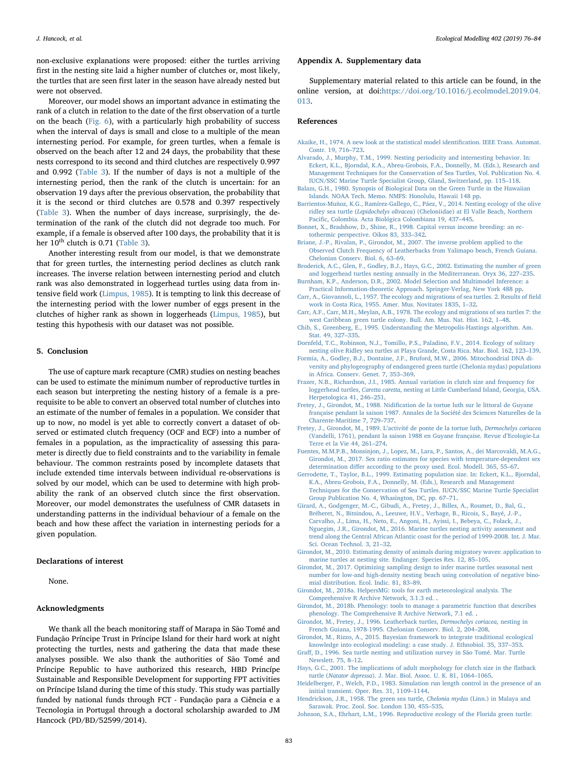non-exclusive explanations were proposed: either the turtles arriving first in the nesting site laid a higher number of clutches or, most likely, the turtles that are seen first later in the season have already nested but were not observed.

Moreover, our model shows an important advance in estimating the rank of a clutch in relation to the date of the first observation of a turtle on the beach (Fig. 6), with a particularly high probability of success when the interval of days is small and close to a multiple of the mean internesting period. For example, for green turtles, when a female is observed on the beach after 12 and 24 days, the probability that these nests correspond to its second and third clutches are respectively 0.997 and 0.992 (Table 3). If the number of days is not a multiple of the internesting period, then the rank of the clutch is uncertain: for an observation 19 days after the previous observation, the probability that it is the second or third clutches are 0.578 and 0.397 respectively (Table 3). When the number of days increase, surprisingly, the determination of the rank of the clutch did not degrade too much. For example, if a female is observed after 100 days, the probability that it is her 10th clutch is 0.71 (Table 3).

Another interesting result from our model, is that we demonstrate that for green turtles, the internesting period declines as clutch rank increases. The inverse relation between internesting period and clutch rank was also demonstrated in loggerhead turtles using data from intensive field work (Limpus, 1985). It is tempting to link this decrease of the internesting period with the lower number of eggs present in the clutches of higher rank as shown in loggerheads (Limpus, 1985), but testing this hypothesis with our dataset was not possible.

## 5. Conclusion

The use of capture mark recapture (CMR) studies on nesting beaches can be used to estimate the minimum number of reproductive turtles in each season but interpreting the nesting history of a female is a prerequisite to be able to convert an observed total number of clutches into an estimate of the number of females in a population. We consider that up to now, no model is yet able to correctly convert a dataset of observed or estimated clutch frequency (OCF and ECF) into a number of females in a population, as the impracticality of assessing this parameter is directly due to field constraints and to the variability in female behaviour. The common restraints posed by incomplete datasets that include extended time intervals between individual re-observations is solved by our model, which can be used to determine with high probability the rank of an observed clutch since the first observation. Moreover, our model demonstrates the usefulness of CMR datasets in understanding patterns in the individual behaviour of a female on the beach and how these affect the variation in internesting periods for a given population.

## Declarations of interest

None.

## Acknowledgments

We thank all the beach monitoring staff of Marapa in São Tomé and Fundação Príncipe Trust in Príncipe Island for their hard work at night protecting the turtles, nests and gathering the data that made these analyses possible. We also thank the authorities of São Tomé and Príncipe Republic to have authorized this research, HBD Princípe Sustainable and Responsible Development for supporting FPT activities on Príncipe Island during the time of this study. This study was partially funded by national funds through FCT - Fundação para a Ciência e a Tecnologia in Portugal through a doctoral scholarship awarded to JM Hancock (PD/BD/52599/2014).

## Appendix A. Supplementary data

Supplementary material related to this article can be found, in the online version, at doi:https://doi.org/10.1016/j.ecolmodel.2019.04.013.

## References

Akaike, H., 1974. A new look at the statistical model identification. IEEE Trans. Automat. Contr. 19, 716–723.

Alvarado, J., Murphy, T.M., 1999. Nesting periodicity and internesting behavior. In: Eckert, K.L., Bjorndal, K.A., Abreu-Grobois, F.A., Donnelly, M. (Eds.), Research and Management Techniques for the Conservation of Sea Turtles, Vol. Publication No. 4. IUCN/SSC Marine Turtle Specialist Group, Gland, Switzerland, pp. 115–118.

Balazs, G.H., 1980. Synopsis of Biological Data on the Green Turtle in the Hawaiian Islands. NOAA Tech. Memo. NMFS: Honolulu, Hawaii 148 pp.

Barrientos-Muñoz, K.G., Ramírez-Gallego, C., Páez, V., 2014. Nesting ecology of the olive ridley sea turtle (*Lepidochelys olivacea*) (Cheloniidae) at El Valle Beach, Northern Pacific, Colombia. Acta Biológica Colombiana 19, 437–445.

Bonnet, X., Bradshow, D., Shine, R., 1998. Capital versus income breeding: an ectothermic perspective. Oikos 83, 333–342.

Briane, J.-P., Rivalan, P., Girondot, M., 2007. The inverse problem applied to the Observed Clutch Frequency of Leatherbacks from Yalimapo beach, French Guiana. Chelonian Conserv. Biol. 6, 63–69.

Broderick, A.C., Glen, F., Godley, B.J., Hays, G.C., 2002. Estimating the number of green and loggerhead turtles nesting annually in the Mediterranean. Oryx 36, 227–235.

Burnham, K.P., Anderson, D.R., 2002. Model Selection and Multimodel Inference: a Practical Information-theoretic Approach. Springer-Verlag, New York 488 pp.

Carr, A., Giovannoli, L., 1957. The ecology and migrations of sea turtles. 2. Results of field work in Costa Rica, 1955. Amer. Mus. Novitates 1835, 1–32.

Carr, A.F., Carr, M.H., Meylan, A.B., 1978. The ecology and migrations of sea turtles 7: the west Caribbean green turtle colony. Bull. Am. Mus. Nat. Hist. 162, 1–48.

Chib, S., Greenberg, E., 1995. Understanding the Metropolis-Hastings algorithm. Am. Stat. 49, 327–335.

Dornfeld, T.C., Robinson, N.J., Tomillo, P.S., Paladino, F.V., 2014. Ecology of solitary nesting olive Ridley sea turtles at Playa Grande, Costa Rica. Mar. Biol. 162, 123–139.

Formia, A., Godley, B.J., Dontaine, J.F., Bruford, M.W., 2006. Mitochondrial DNA diversity and phylogeography of endangered green turtle (Chelonia mydas) populations in Africa. Conserv. Genet. 7, 353–369.

Frazer, N.B., Richardson, J.I., 1985. Annual variation in clutch size and frequency for loggerhead turtles, *Caretta caretta*, nesting at Little Cumberland Island, Georgia, USA. Herpetologica 41, 246–251.

Fretey, J., Girondot, M., 1988. Nidification de la tortue luth sur le littoral de Guyane française pendant la saison 1987. Annales de la Société des Sciences Naturelles de la Charente-Maritime 7, 729–737.

Fretey, J., Girondot, M., 1989. L'activité de ponte de la tortue luth, *Dermochelys coriacea* (Vandelli, 1761), pendant la saison 1988 en Guyane française. Revue d'Ecologie-La Terre et la Vie 44, 261–274.

Fuentes, M.M.P.B., Monsinjon, J., Lopez, M., Lara, P., Santos, A., dei Marcovaldi, M.A.G., Girondot, M., 2017. Sex ratio estimates for species with temperature-dependent sex determination differ according to the proxy used. Ecol. Modell. 365, 55–67.

Gerrodette, T., Taylor, B.L., 1999. Estimating population size. In: Eckert, K.L., Bjorndal, K.A., Abreu-Grobois, F.A., Donnelly, M. (Eds.), Research and Management Techniques for the Conservation of Sea Turtles. IUCN/SSC Marine Turtle Specialist Group Publication No. 4, Whasington, DC, pp. 67–71.

Girard, A., Godgenger, M.-C., Gibudi, A., Fretey, J., Billes, A., Roumet, D., Bal, G., Bréheret, N., Bitsindou, A., Leeuwe, H.V., Verhage, B., Ricois, S., Bayé, J.-P., Carvalho, J., Lima, H., Neto, E., Angoni, H., Ayissi, I., Bebeya, C., Folack, J., Nguegim, J.R., Girondot, M., 2016. Marine turtles nesting activity assessment and trend along the Central African Atlantic coast for the period of 1999-2008. Int. J. Mar. Sci. Ocean Technol. 3, 21–32.

Girondot, M., 2010. Estimating density of animals during migratory waves: application to marine turtles at nesting site. Endanger. Species Res. 12, 85–105.

Girondot, M., 2017. Optimizing sampling design to infer marine turtles seasonal nest number for low-and high-density nesting beach using convolution of negative binomial distribution. Ecol. Indic. 81, 83–89.

Girondot, M., 2018a. HelpersMG: tools for earth meteorological analysis. The Comprehensive R Archive Network, 3.1.3 ed. .

Girondot, M., 2018b. Phenology: tools to manage a parametric function that describes phenology. The Comprehensive R Archive Network, 7.1 ed. .

Girondot, M., Fretey, J., 1996. Leatherback turtles, *Dermochelys coriacea*, nesting in French Guiana, 1978-1995. Chelonian Conserv. Biol. 2, 204–208.

Girondot, M., Rizzo, A., 2015. Bayesian framework to integrate traditional ecological knowledge into ecological modeling: a case study. J. Ethnobiol. 35, 337–353.

Graff, D., 1996. Sea turtle nesting and utilization survey in São Tomé. Mar. Turtle Newslett. 75, 8–12.

Hays, G.C., 2001. The implications of adult morphology for clutch size in the flatback turtle (*Natator depressa*). J. Mar. Biol. Assoc. U. K. 81, 1064–1065.

Heidelberger, P., Welch, P.D., 1983. Simulation run length control in the presence of an initial transient. Oper. Res. 31, 1109–1144.

Hendrickson, J.R., 1958. The green sea turtle, *Chelonia mydas* (Linn.) in Malaya and Sarawak. Proc. Zool. Soc. London 130, 455–535.

Johnson, S.A., Ehrhart, L.M., 1996. Reproductive ecology of the Florida green turtle: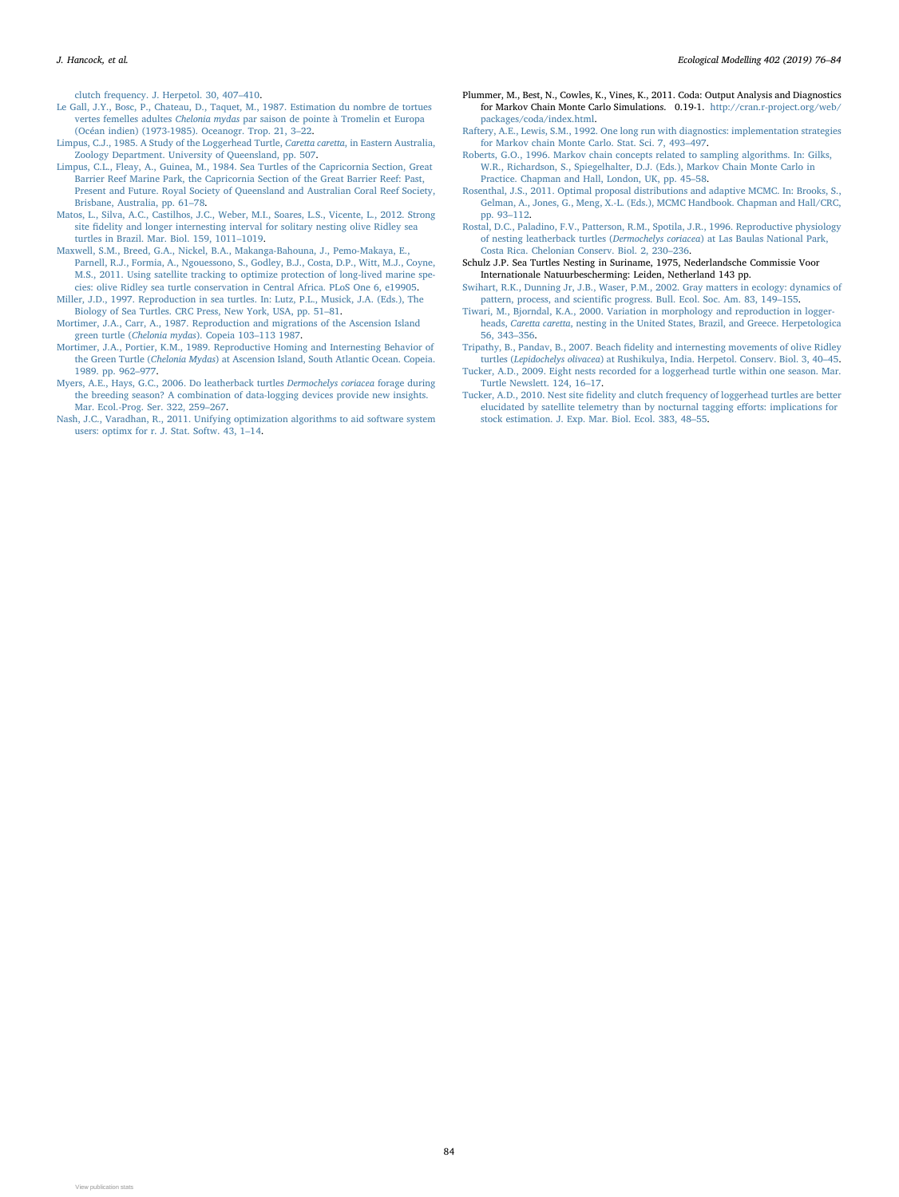clutch frequency. J. Herpetol. 30, 407–410.

Le Gall, J.Y., Bosc, P., Chateau, D., Taquet, M., 1987. Estimation du nombre de tortues vertes femelles adultes *Chelonia mydas* par saison de pointe à Tromelin et Europa (Océan indien) (1973-1985). Oceanogr. Trop. 21, 3–22.

Limpus, C.J., 1985. A Study of the Loggerhead Turtle, *Caretta caretta*, in Eastern Australia, Zoology Department. University of Queensland, pp. 507.

Limpus, C.L., Fleay, A., Guinea, M., 1984. Sea Turtles of the Capricornia Section, Great Barrier Reef Marine Park, the Capricornia Section of the Great Barrier Reef: Past, Present and Future. Royal Society of Queensland and Australian Coral Reef Society, Brisbane, Australia, pp. 61–78.

Matos, L., Silva, A.C., Castilhos, J.C., Weber, M.I., Soares, L.S., Vicente, L., 2012. Strong site fidelity and longer internesting interval for solitary nesting olive Ridley sea turtles in Brazil. Mar. Biol. 159, 1011–1019.

Maxwell, S.M., Breed, G.A., Nickel, B.A., Makanga-Bahouna, J., Pemo-Makaya, E., Parnell, R.J., Formia, A., Ngouessono, S., Godley, B.J., Costa, D.P., Witt, M.J., Coyne, M.S., 2011. Using satellite tracking to optimize protection of long-lived marine species: olive Ridley sea turtle conservation in Central Africa. PLoS One 6, e19905.

Miller, J.D., 1997. Reproduction in sea turtles. In: Lutz, P.L., Musick, J.A. (Eds.), The Biology of Sea Turtles. CRC Press, New York, USA, pp. 51–81.

Mortimer, J.A., Carr, A., 1987. Reproduction and migrations of the Ascension Island green turtle (*Chelonia mydas*). Copeia 103–113 1987.

Mortimer, J.A., Portier, K.M., 1989. Reproductive Homing and Internesting Behavior of the Green Turtle (*Chelonia Mydas*) at Ascension Island, South Atlantic Ocean. Copeia. 1989. pp. 962–977.

Myers, A.E., Hays, G.C., 2006. Do leatherback turtles *Dermochelys coriacea* forage during the breeding season? A combination of data-logging devices provide new insights. Mar. Ecol.-Prog. Ser. 322, 259–267.

Nash, J.C., Varadhan, R., 2011. Unifying optimization algorithms to aid software system users: optimx for r. J. Stat. Softw. 43, 1–14.

Plummer, M., Best, N., Cowles, K., Vines, K., 2011. Coda: Output Analysis and Diagnostics for Markov Chain Monte Carlo Simulations. 0.19-1. http://cran.r-project.org/web/packages/coda/index.html.

Raftery, A.E., Lewis, S.M., 1992. One long run with diagnostics: implementation strategies for Markov chain Monte Carlo. Stat. Sci. 7, 493–497.

Roberts, G.O., 1996. Markov chain concepts related to sampling algorithms. In: Gilks, W.R., Richardson, S., Spiegelhalter, D.J. (Eds.), Markov Chain Monte Carlo in Practice. Chapman and Hall, London, UK, pp. 45–58.

Rosenthal, J.S., 2011. Optimal proposal distributions and adaptive MCMC. In: Brooks, S., Gelman, A., Jones, G., Meng, X.-L. (Eds.), MCMC Handbook. Chapman and Hall/CRC, pp. 93–112.

Rostal, D.C., Paladino, F.V., Patterson, R.M., Spotila, J.R., 1996. Reproductive physiology of nesting leatherback turtles (*Dermochelys coriacea*) at Las Baulas National Park, Costa Rica. Chelonian Conserv. Biol. 2, 230–236.

Schulz J.P. Sea Turtles Nesting in Suriname, 1975, Nederlandsche Commissie Voor Internationale Natuurbescherming: Leiden, Netherland 143 pp.

Swihart, R.K., Dunning Jr, J.B., Waser, P.M., 2002. Gray matters in ecology: dynamics of pattern, process, and scientific progress. Bull. Ecol. Soc. Am. 83, 149–155.

Tiwari, M., Bjorndal, K.A., 2000. Variation in morphology and reproduction in loggerheads, *Caretta caretta*, nesting in the United States, Brazil, and Greece. Herpetologica 56, 343–356.

Tripathy, B., Pandav, B., 2007. Beach fidelity and internesting movements of olive Ridley turtles (*Lepidochelys olivacea*) at Rushikulya, India. Herpetol. Conserv. Biol. 3, 40–45.

Tucker, A.D., 2009. Eight nests recorded for a loggerhead turtle within one season. Mar. Turtle Newslett. 124, 16–17.

Tucker, A.D., 2010. Nest site fidelity and clutch frequency of loggerhead turtles are better elucidated by satellite telemetry than by nocturnal tagging efforts: implications for stock estimation. J. Exp. Mar. Biol. Ecol. 383, 48–55.